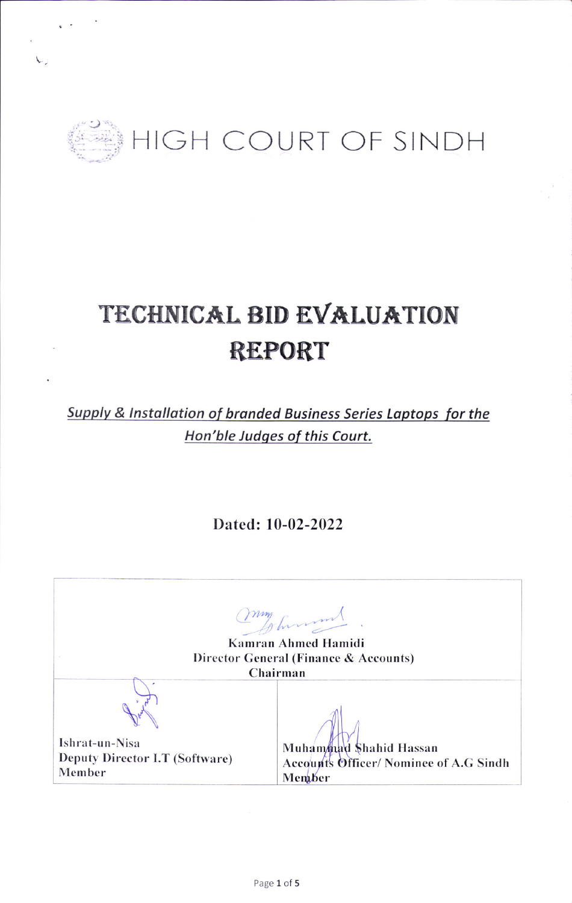# HIGH COURT OF SINDH

# TECHNICAL BID EVALUATION REPORT

*__Supply & Installation of branded Business Series Laptops for the Hon'ble Judges of this Court.__*

**Dated: 10-02-2022**

| Kamran Ahmed Hamidi<br>Director General (Finance & Accounts)<br>Chairman | |
|---|---|
| Ishrat-un-Nisa<br>Deputy Director I.T (Software)<br>Member | Muhammad Shahid Hassan<br>Accounts Officer/ Nominee of A.G Sindh<br>Member |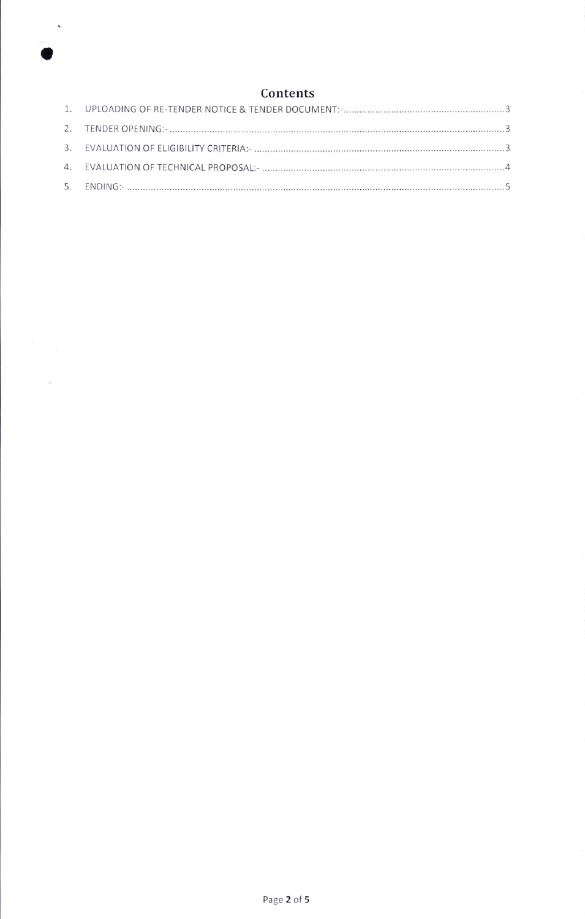## Contents

1. UPLOADING OF RE-TENDER NOTICE & TENDER DOCUMENT:- ........ 3
2. TENDER OPENING:- ........ 3
3. EVALUATION OF ELIGIBILITY CRITERIA:- ........ 3
4. EVALUATION OF TECHNICAL PROPOSAL:- ........ 4
5. ENDING:- ........ 5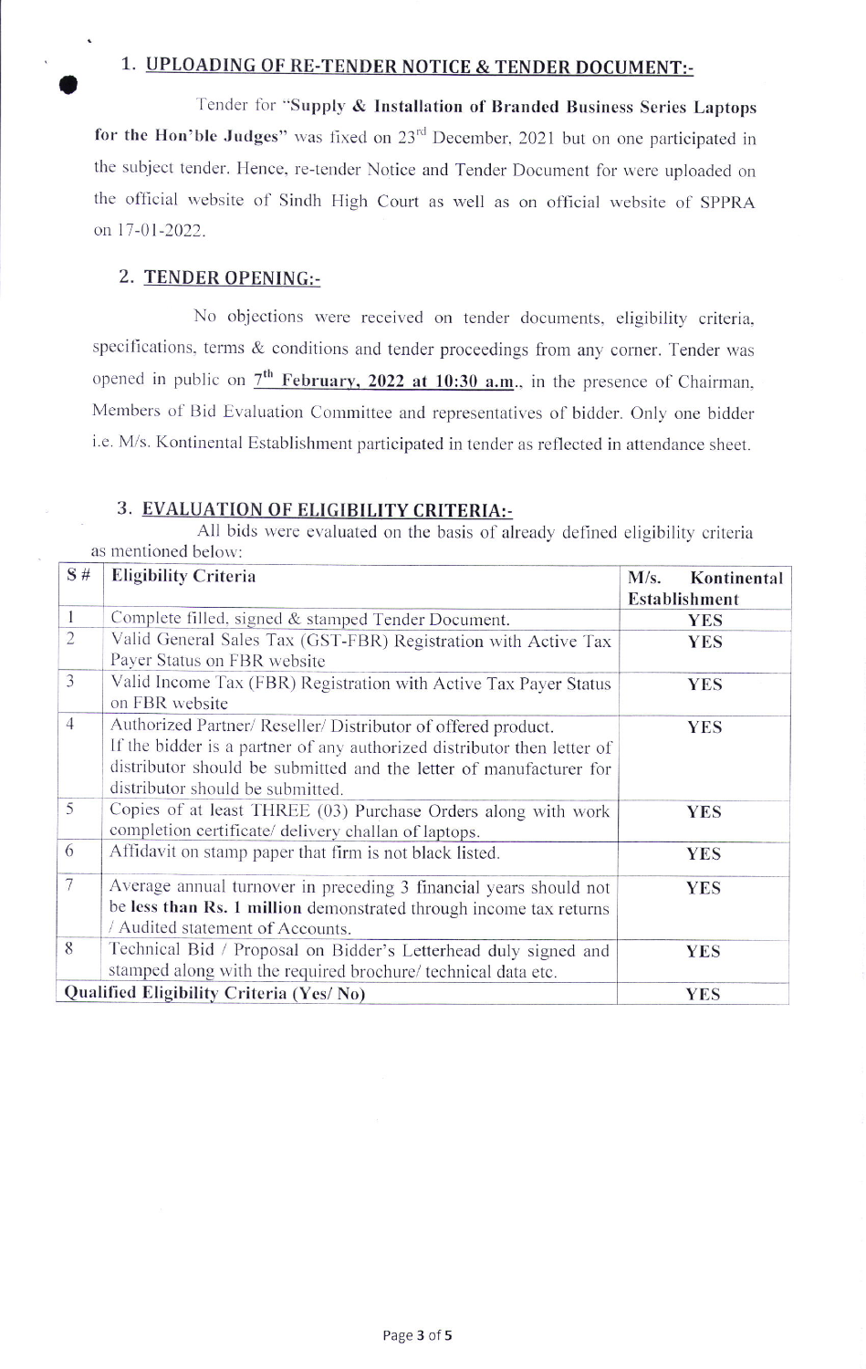## 1. UPLOADING OF RE-TENDER NOTICE & TENDER DOCUMENT:-

Tender for "**Supply & Installation of Branded Business Series Laptops for the Hon'ble Judges**" was fixed on 23rd December, 2021 but on one participated in the subject tender. Hence, re-tender Notice and Tender Document for were uploaded on the official website of Sindh High Court as well as on official website of SPPRA on 17-01-2022.

## 2. TENDER OPENING:-

No objections were received on tender documents, eligibility criteria, specifications, terms & conditions and tender proceedings from any corner. Tender was opened in public on **7th February, 2022 at 10:30 a.m.**, in the presence of Chairman, Members of Bid Evaluation Committee and representatives of bidder. Only one bidder i.e. M/s. Kontinental Establishment participated in tender as reflected in attendance sheet.

## 3. EVALUATION OF ELIGIBILITY CRITERIA:-

All bids were evaluated on the basis of already defined eligibility criteria as mentioned below:

| S # | Eligibility Criteria | M/s. Kontinental Establishment |
|---|---|---|
| 1 | Complete filled, signed & stamped Tender Document. | **YES** |
| 2 | Valid General Sales Tax (GST-FBR) Registration with Active Tax Payer Status on FBR website | **YES** |
| 3 | Valid Income Tax (FBR) Registration with Active Tax Payer Status on FBR website | **YES** |
| 4 | Authorized Partner/ Reseller/ Distributor of offered product. If the bidder is a partner of any authorized distributor then letter of distributor should be submitted and the letter of manufacturer for distributor should be submitted. | **YES** |
| 5 | Copies of at least THREE (03) Purchase Orders along with work completion certificate/ delivery challan of laptops. | **YES** |
| 6 | Affidavit on stamp paper that firm is not black listed. | **YES** |
| 7 | Average annual turnover in preceding 3 financial years should not be **less than Rs. 1 million** demonstrated through income tax returns / Audited statement of Accounts. | **YES** |
| 8 | Technical Bid / Proposal on Bidder's Letterhead duly signed and stamped along with the required brochure/ technical data etc. | **YES** |
| **Qualified Eligibility Criteria (Yes/ No)** | | **YES** |